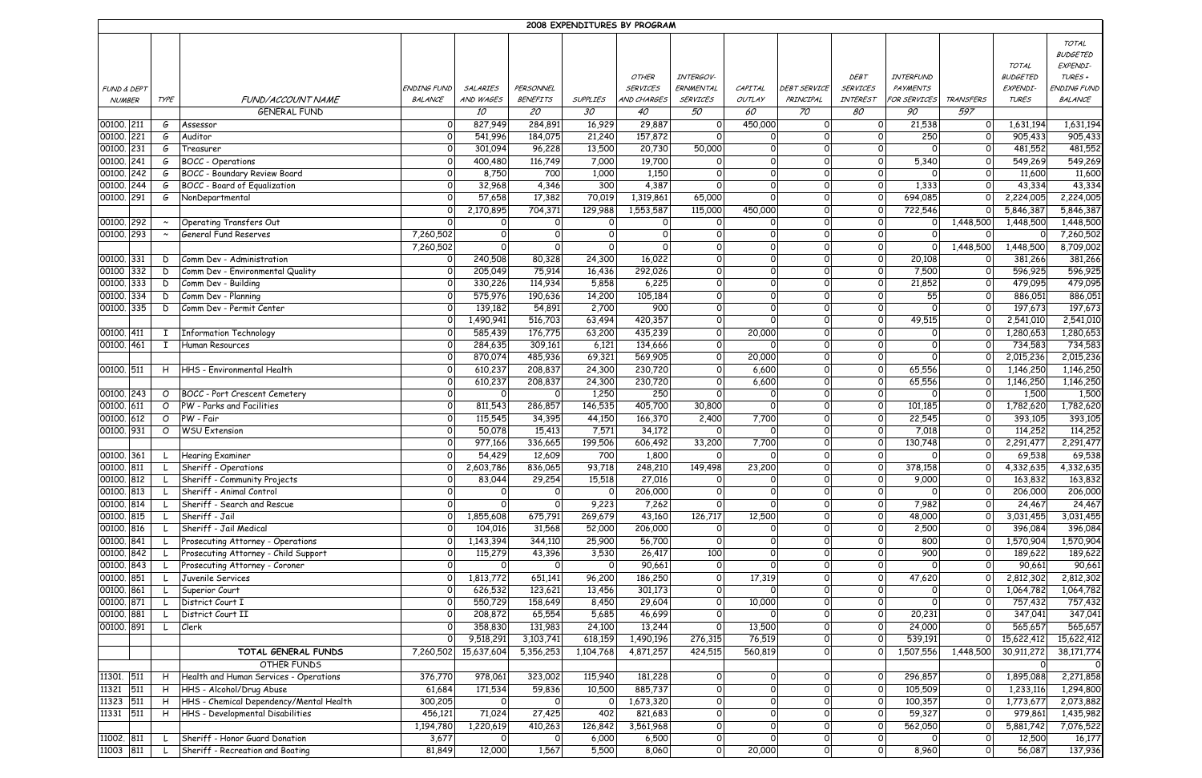# 2008 EXPENDITURES BY PROGRAM

| FUND & DEPT NUMBER | | TYPE | FUND/ACCOUNT NAME | ENDING FUND BALANCE | SALARIES AND WAGES | PERSONNEL BENEFITS | SUPPLIES | OTHER SERVICES AND CHARGES | INTERGOV-ERNMENTAL SERVICES | CAPITAL OUTLAY | DEBT SERVICE PRINCIPAL | DEBT SERVICES INTEREST | INTERFUND PAYMENTS FOR SERVICES | TRANSFERS | TOTAL BUDGETED EXPENDI-TURES | TOTAL BUDGETED EXPENDI-TURES + ENDING FUND BALANCE |
|---|---|---|---|---|---|---|---|---|---|---|---|---|---|---|---|---|
| | | | GENERAL FUND | | 10 | 20 | 30 | 40 | 50 | 60 | 70 | 80 | 90 | 597 | | |
| 00100. | 211 | G | Assessor | 0 | 827,949 | 284,891 | 16,929 | 29,887 | 0 | 450,000 | 0 | 0 | 21,538 | 0 | 1,631,194 | 1,631,194 |
| 00100. | 221 | G | Auditor | 0 | 541,996 | 184,075 | 21,240 | 157,872 | 0 | 0 | 0 | 0 | 250 | 0 | 905,433 | 905,433 |
| 00100. | 231 | G | Treasurer | 0 | 301,094 | 96,228 | 13,500 | 20,730 | 50,000 | 0 | 0 | 0 | 0 | 0 | 481,552 | 481,552 |
| 00100. | 241 | G | BOCC - Operations | 0 | 400,480 | 116,749 | 7,000 | 19,700 | 0 | 0 | 0 | 0 | 5,340 | 0 | 549,269 | 549,269 |
| 00100. | 242 | G | BOCC - Boundary Review Board | 0 | 8,750 | 700 | 1,000 | 1,150 | 0 | 0 | 0 | 0 | 0 | 0 | 11,600 | 11,600 |
| 00100. | 244 | G | BOCC - Board of Equalization | 0 | 32,968 | 4,346 | 300 | 4,387 | 0 | 0 | 0 | 0 | 1,333 | 0 | 43,334 | 43,334 |
| 00100. | 291 | G | NonDepartmental | 0 | 57,658 | 17,382 | 70,019 | 1,319,861 | 65,000 | 0 | 0 | 0 | 694,085 | 0 | 2,224,005 | 2,224,005 |
| | | | | 0 | 2,170,895 | 704,371 | 129,988 | 1,553,587 | 115,000 | 450,000 | 0 | 0 | 722,546 | 0 | 5,846,387 | 5,846,387 |
| 00100. | 292 | ~ | Operating Transfers Out | 0 | 0 | 0 | 0 | 0 | 0 | 0 | 0 | 0 | 0 | 1,448,500 | 1,448,500 | 1,448,500 |
| 00100. | 293 | ~ | General Fund Reserves | 7,260,502 | 0 | 0 | 0 | 0 | 0 | 0 | 0 | 0 | 0 | 0 | 0 | 7,260,502 |
| | | | | 7,260,502 | 0 | 0 | 0 | 0 | 0 | 0 | 0 | 0 | 0 | 1,448,500 | 1,448,500 | 8,709,002 |
| 00100. | 331 | D | Comm Dev - Administration | 0 | 240,508 | 80,328 | 24,300 | 16,022 | 0 | 0 | 0 | 0 | 20,108 | 0 | 381,266 | 381,266 |
| 00100 | 332 | D | Comm Dev - Environmental Quality | 0 | 205,049 | 75,914 | 16,436 | 292,026 | 0 | 0 | 0 | 0 | 7,500 | 0 | 596,925 | 596,925 |
| 00100. | 333 | D | Comm Dev - Building | 0 | 330,226 | 114,934 | 5,858 | 6,225 | 0 | 0 | 0 | 0 | 21,852 | 0 | 479,095 | 479,095 |
| 00100. | 334 | D | Comm Dev - Planning | 0 | 575,976 | 190,636 | 14,200 | 105,184 | 0 | 0 | 0 | 0 | 55 | 0 | 886,051 | 886,051 |
| 00100. | 335 | D | Comm Dev - Permit Center | 0 | 139,182 | 54,891 | 2,700 | 900 | 0 | 0 | 0 | 0 | 0 | 0 | 197,673 | 197,673 |
| | | | | 0 | 1,490,941 | 516,703 | 63,494 | 420,357 | 0 | 0 | 0 | 0 | 49,515 | 0 | 2,541,010 | 2,541,010 |
| 00100. | 411 | I | Information Technology | 0 | 585,439 | 176,775 | 63,200 | 435,239 | 0 | 20,000 | 0 | 0 | 0 | 0 | 1,280,653 | 1,280,653 |
| 00100. | 461 | I | Human Resources | 0 | 284,635 | 309,161 | 6,121 | 134,666 | 0 | 0 | 0 | 0 | 0 | 0 | 734,583 | 734,583 |
| | | | | 0 | 870,074 | 485,936 | 69,321 | 569,905 | 0 | 20,000 | 0 | 0 | 0 | 0 | 2,015,236 | 2,015,236 |
| 00100. | 511 | H | HHS - Environmental Health | 0 | 610,237 | 208,837 | 24,300 | 230,720 | 0 | 6,600 | 0 | 0 | 65,556 | 0 | 1,146,250 | 1,146,250 |
| | | | | 0 | 610,237 | 208,837 | 24,300 | 230,720 | 0 | 6,600 | 0 | 0 | 65,556 | 0 | 1,146,250 | 1,146,250 |
| 00100. | 243 | O | BOCC - Port Crescent Cemetery | 0 | 0 | 0 | 1,250 | 250 | 0 | 0 | 0 | 0 | 0 | 0 | 1,500 | 1,500 |
| 00100. | 611 | O | PW - Parks and Facilities | 0 | 811,543 | 286,857 | 146,535 | 405,700 | 30,800 | 0 | 0 | 0 | 101,185 | 0 | 1,782,620 | 1,782,620 |
| 00100. | 612 | O | PW - Fair | 0 | 115,545 | 34,395 | 44,150 | 166,370 | 2,400 | 7,700 | 0 | 0 | 22,545 | 0 | 393,105 | 393,105 |
| 00100. | 931 | O | WSU Extension | 0 | 50,078 | 15,413 | 7,571 | 34,172 | 0 | 0 | 0 | 0 | 7,018 | 0 | 114,252 | 114,252 |
| | | | | 0 | 977,166 | 336,665 | 199,506 | 606,492 | 33,200 | 7,700 | 0 | 0 | 130,748 | 0 | 2,291,477 | 2,291,477 |
| 00100. | 361 | L | Hearing Examiner | 0 | 54,429 | 12,609 | 700 | 1,800 | 0 | 0 | 0 | 0 | 0 | 0 | 69,538 | 69,538 |
| 00100. | 811 | L | Sheriff - Operations | 0 | 2,603,786 | 836,065 | 93,718 | 248,210 | 149,498 | 23,200 | 0 | 0 | 378,158 | 0 | 4,332,635 | 4,332,635 |
| 00100. | 812 | L | Sheriff - Community Projects | 0 | 83,044 | 29,254 | 15,518 | 27,016 | 0 | 0 | 0 | 0 | 9,000 | 0 | 163,832 | 163,832 |
| 00100. | 813 | L | Sheriff - Animal Control | 0 | 0 | 0 | 0 | 206,000 | 0 | 0 | 0 | 0 | 0 | 0 | 206,000 | 206,000 |
| 00100. | 814 | L | Sheriff - Search and Rescue | 0 | 0 | 0 | 9,223 | 7,262 | 0 | 0 | 0 | 0 | 7,982 | 0 | 24,467 | 24,467 |
| 00100. | 815 | L | Sheriff - Jail | 0 | 1,855,608 | 675,791 | 269,679 | 43,160 | 126,717 | 12,500 | 0 | 0 | 48,000 | 0 | 3,031,455 | 3,031,455 |
| 00100. | 816 | L | Sheriff - Jail Medical | 0 | 104,016 | 31,568 | 52,000 | 206,000 | 0 | 0 | 0 | 0 | 2,500 | 0 | 396,084 | 396,084 |
| 00100. | 841 | L | Prosecuting Attorney - Operations | 0 | 1,143,394 | 344,110 | 25,900 | 56,700 | 0 | 0 | 0 | 0 | 800 | 0 | 1,570,904 | 1,570,904 |
| 00100. | 842 | L | Prosecuting Attorney - Child Support | 0 | 115,279 | 43,396 | 3,530 | 26,417 | 100 | 0 | 0 | 0 | 900 | 0 | 189,622 | 189,622 |
| 00100. | 843 | L | Prosecuting Attorney - Coroner | 0 | 0 | 0 | 0 | 90,661 | 0 | 0 | 0 | 0 | 0 | 0 | 90,661 | 90,661 |
| 00100. | 851 | L | Juvenile Services | 0 | 1,813,772 | 651,141 | 96,200 | 186,250 | 0 | 17,319 | 0 | 0 | 47,620 | 0 | 2,812,302 | 2,812,302 |
| 00100. | 861 | L | Superior Court | 0 | 626,532 | 123,621 | 13,456 | 301,173 | 0 | 0 | 0 | 0 | 0 | 0 | 1,064,782 | 1,064,782 |
| 00100. | 871 | L | District Court I | 0 | 550,729 | 158,649 | 8,450 | 29,604 | 0 | 10,000 | 0 | 0 | 0 | 0 | 757,432 | 757,432 |
| 00100. | 881 | L | District Court II | 0 | 208,872 | 65,554 | 5,685 | 46,699 | 0 | 0 | 0 | 0 | 20,231 | 0 | 347,041 | 347,041 |
| 00100. | 891 | L | Clerk | 0 | 358,830 | 131,983 | 24,100 | 13,244 | 0 | 13,500 | 0 | 0 | 24,000 | 0 | 565,657 | 565,657 |
| | | | | 0 | 9,518,291 | 3,103,741 | 618,159 | 1,490,196 | 276,315 | 76,519 | 0 | 0 | 539,191 | 0 | 15,622,412 | 15,622,412 |
| | | | **TOTAL GENERAL FUNDS** | 7,260,502 | 15,637,604 | 5,356,253 | 1,104,768 | 4,871,257 | 424,515 | 560,819 | 0 | 0 | 1,507,556 | 1,448,500 | 30,911,272 | 38,171,774 |
| | | | OTHER FUNDS | | | | | | | | | | | | 0 | 0 |
| 11301. | 511 | H | Health and Human Services - Operations | 376,770 | 978,061 | 323,002 | 115,940 | 181,228 | 0 | 0 | 0 | 0 | 296,857 | 0 | 1,895,088 | 2,271,858 |
| 11321 | 511 | H | HHS - Alcohol/Drug Abuse | 61,684 | 171,534 | 59,836 | 10,500 | 885,737 | 0 | 0 | 0 | 0 | 105,509 | 0 | 1,233,116 | 1,294,800 |
| 11323 | 511 | H | HHS - Chemical Dependency/Mental Health | 300,205 | 0 | 0 | 0 | 1,673,320 | 0 | 0 | 0 | 0 | 100,357 | 0 | 1,773,677 | 2,073,882 |
| 11331 | 511 | H | HHS - Developmental Disabilities | 456,121 | 71,024 | 27,425 | 402 | 821,683 | 0 | 0 | 0 | 0 | 59,327 | 0 | 979,861 | 1,435,982 |
| | | | | 1,194,780 | 1,220,619 | 410,263 | 126,842 | 3,561,968 | 0 | 0 | 0 | 0 | 562,050 | 0 | 5,881,742 | 7,076,522 |
| 11002. | 811 | L | Sheriff - Honor Guard Donation | 3,677 | 0 | 0 | 6,000 | 6,500 | 0 | 0 | 0 | 0 | 0 | 0 | 12,500 | 16,177 |
| 11003 | 811 | L | Sheriff - Recreation and Boating | 81,849 | 12,000 | 1,567 | 5,500 | 8,060 | 0 | 20,000 | 0 | 0 | 8,960 | 0 | 56,087 | 137,936 |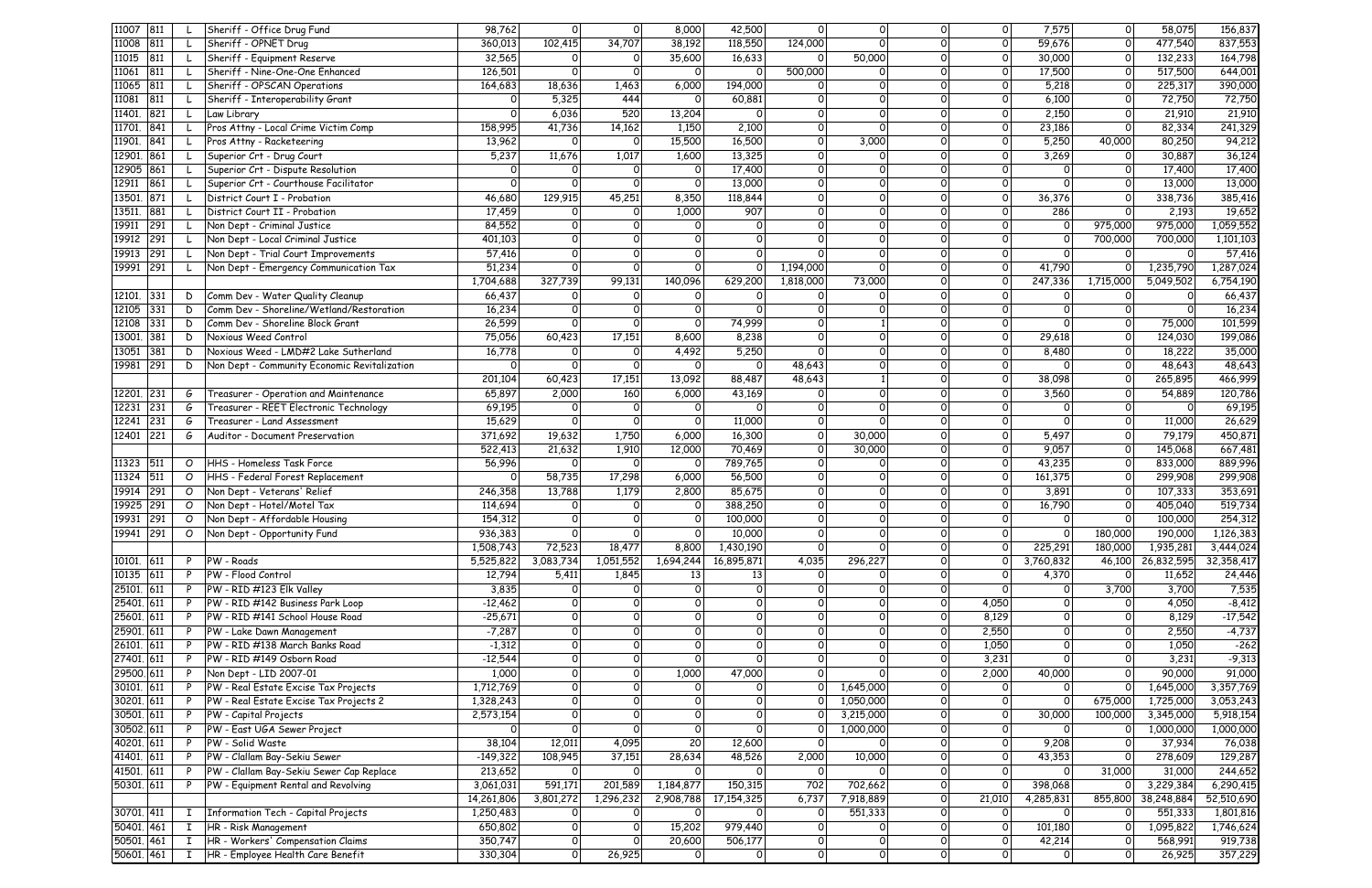| | | | | | | | | | | | | | | | |
|---|---|---|---|---|---|---|---|---|---|---|---|---|---|---|---|
| 11007 | 811 | L | Sheriff - Office Drug Fund | 98,762 | 0 | 0 | 8,000 | 42,500 | 0 | 0 | 0 | 0 | 7,575 | 0 | 58,075 | 156,837 |
| 11008 | 811 | L | Sheriff - OPNET Drug | 360,013 | 102,415 | 34,707 | 38,192 | 118,550 | 124,000 | 0 | 0 | 0 | 59,676 | 0 | 477,540 | 837,553 |
| 11015 | 811 | L | Sheriff - Equipment Reserve | 32,565 | 0 | 0 | 35,600 | 16,633 | 0 | 50,000 | 0 | 0 | 30,000 | 0 | 132,233 | 164,798 |
| 11061 | 811 | L | Sheriff - Nine-One-One Enhanced | 126,501 | 0 | 0 | 0 | 0 | 500,000 | 0 | 0 | 0 | 17,500 | 0 | 517,500 | 644,001 |
| 11065 | 811 | L | Sheriff - OPSCAN Operations | 164,683 | 18,636 | 1,463 | 6,000 | 194,000 | 0 | 0 | 0 | 0 | 5,218 | 0 | 225,317 | 390,000 |
| 11081 | 811 | L | Sheriff - Interoperability Grant | 0 | 5,325 | 444 | 0 | 60,881 | 0 | 0 | 0 | 0 | 6,100 | 0 | 72,750 | 72,750 |
| 11401. | 821 | L | Law Library | 0 | 6,036 | 520 | 13,204 | 0 | 0 | 0 | 0 | 0 | 2,150 | 0 | 21,910 | 21,910 |
| 11701. | 841 | L | Pros Attny - Local Crime Victim Comp | 158,995 | 41,736 | 14,162 | 1,150 | 2,100 | 0 | 0 | 0 | 0 | 23,186 | 0 | 82,334 | 241,329 |
| 11901. | 841 | L | Pros Attny - Racketeering | 13,962 | 0 | 0 | 15,500 | 16,500 | 0 | 3,000 | 0 | 0 | 5,250 | 40,000 | 80,250 | 94,212 |
| 12901. | 861 | L | Superior Crt - Drug Court | 5,237 | 11,676 | 1,017 | 1,600 | 13,325 | 0 | 0 | 0 | 0 | 3,269 | 0 | 30,887 | 36,124 |
| 12905 | 861 | L | Superior Crt - Dispute Resolution | 0 | 0 | 0 | 0 | 17,400 | 0 | 0 | 0 | 0 | 0 | 0 | 17,400 | 17,400 |
| 12911 | 861 | L | Superior Crt - Courthouse Facilitator | 0 | 0 | 0 | 0 | 13,000 | 0 | 0 | 0 | 0 | 0 | 0 | 13,000 | 13,000 |
| 13501. | 871 | L | District Court I - Probation | 46,680 | 129,915 | 45,251 | 8,350 | 118,844 | 0 | 0 | 0 | 0 | 36,376 | 0 | 338,736 | 385,416 |
| 13511. | 881 | L | District Court II - Probation | 17,459 | 0 | 0 | 1,000 | 907 | 0 | 0 | 0 | 0 | 286 | 0 | 2,193 | 19,652 |
| 19911 | 291 | L | Non Dept - Criminal Justice | 84,552 | 0 | 0 | 0 | 0 | 0 | 0 | 0 | 0 | 0 | 975,000 | 975,000 | 1,059,552 |
| 19912 | 291 | L | Non Dept - Local Criminal Justice | 401,103 | 0 | 0 | 0 | 0 | 0 | 0 | 0 | 0 | 0 | 700,000 | 700,000 | 1,101,103 |
| 19913 | 291 | L | Non Dept - Trial Court Improvements | 57,416 | 0 | 0 | 0 | 0 | 0 | 0 | 0 | 0 | 0 | 0 | 0 | 57,416 |
| 19991 | 291 | L | Non Dept - Emergency Communication Tax | 51,234 | 0 | 0 | 0 | 0 | 1,194,000 | 0 | 0 | 0 | 41,790 | 0 | 1,235,790 | 1,287,024 |
| | | | | 1,704,688 | 327,739 | 99,131 | 140,096 | 629,200 | 1,818,000 | 73,000 | 0 | 0 | 247,336 | 1,715,000 | 5,049,502 | 6,754,190 |
| 12101. | 331 | D | Comm Dev - Water Quality Cleanup | 66,437 | 0 | 0 | 0 | 0 | 0 | 0 | 0 | 0 | 0 | 0 | 0 | 66,437 |
| 12105 | 331 | D | Comm Dev - Shoreline/Wetland/Restoration | 16,234 | 0 | 0 | 0 | 0 | 0 | 0 | 0 | 0 | 0 | 0 | 0 | 16,234 |
| 12108 | 331 | D | Comm Dev - Shoreline Block Grant | 26,599 | 0 | 0 | 0 | 74,999 | 0 | 1 | 0 | 0 | 0 | 0 | 75,000 | 101,599 |
| 13001. | 381 | D | Noxious Weed Control | 75,056 | 60,423 | 17,151 | 8,600 | 8,238 | 0 | 0 | 0 | 0 | 29,618 | 0 | 124,030 | 199,086 |
| 13051 | 381 | D | Noxious Weed - LMD#2 Lake Sutherland | 16,778 | 0 | 0 | 4,492 | 5,250 | 0 | 0 | 0 | 0 | 8,480 | 0 | 18,222 | 35,000 |
| 19981 | 291 | D | Non Dept - Community Economic Revitalization | 0 | 0 | 0 | 0 | 0 | 48,643 | 0 | 0 | 0 | 0 | 0 | 48,643 | 48,643 |
| | | | | 201,104 | 60,423 | 17,151 | 13,092 | 88,487 | 48,643 | 1 | 0 | 0 | 38,098 | 0 | 265,895 | 466,999 |
| 12201. | 231 | G | Treasurer - Operation and Maintenance | 65,897 | 2,000 | 160 | 6,000 | 43,169 | 0 | 0 | 0 | 0 | 3,560 | 0 | 54,889 | 120,786 |
| 12231 | 231 | G | Treasurer - REET Electronic Technology | 69,195 | 0 | 0 | 0 | 0 | 0 | 0 | 0 | 0 | 0 | 0 | 0 | 69,195 |
| 12241 | 231 | G | Treasurer - Land Assessment | 15,629 | 0 | 0 | 0 | 11,000 | 0 | 0 | 0 | 0 | 0 | 0 | 11,000 | 26,629 |
| 12401 | 221 | G | Auditor - Document Preservation | 371,692 | 19,632 | 1,750 | 6,000 | 16,300 | 0 | 30,000 | 0 | 0 | 5,497 | 0 | 79,179 | 450,871 |
| | | | | 522,413 | 21,632 | 1,910 | 12,000 | 70,469 | 0 | 30,000 | 0 | 0 | 9,057 | 0 | 145,068 | 667,481 |
| 11323 | 511 | O | HHS - Homeless Task Force | 56,996 | 0 | 0 | 0 | 789,765 | 0 | 0 | 0 | 0 | 43,235 | 0 | 833,000 | 889,996 |
| 11324 | 511 | O | HHS - Federal Forest Replacement | 0 | 58,735 | 17,298 | 6,000 | 56,500 | 0 | 0 | 0 | 0 | 161,375 | 0 | 299,908 | 299,908 |
| 19914 | 291 | O | Non Dept - Veterans' Relief | 246,358 | 13,788 | 1,179 | 2,800 | 85,675 | 0 | 0 | 0 | 0 | 3,891 | 0 | 107,333 | 353,691 |
| 19925 | 291 | O | Non Dept - Hotel/Motel Tax | 114,694 | 0 | 0 | 0 | 388,250 | 0 | 0 | 0 | 0 | 16,790 | 0 | 405,040 | 519,734 |
| 19931 | 291 | O | Non Dept - Affordable Housing | 154,312 | 0 | 0 | 0 | 100,000 | 0 | 0 | 0 | 0 | 0 | 0 | 100,000 | 254,312 |
| 19941 | 291 | O | Non Dept - Opportunity Fund | 936,383 | 0 | 0 | 0 | 10,000 | 0 | 0 | 0 | 0 | 0 | 180,000 | 190,000 | 1,126,383 |
| | | | | 1,508,743 | 72,523 | 18,477 | 8,800 | 1,430,190 | 0 | 0 | 0 | 0 | 225,291 | 180,000 | 1,935,281 | 3,444,024 |
| 10101. | 611 | P | PW - Roads | 5,525,822 | 3,083,734 | 1,051,552 | 1,694,244 | 16,895,871 | 4,035 | 296,227 | 0 | 0 | 3,760,832 | 46,100 | 26,832,595 | 32,358,417 |
| 10135 | 611 | P | PW - Flood Control | 12,794 | 5,411 | 1,845 | 13 | 13 | 0 | 0 | 0 | 0 | 4,370 | 0 | 11,652 | 24,446 |
| 25101. | 611 | P | PW - RID #123 Elk Valley | 3,835 | 0 | 0 | 0 | 0 | 0 | 0 | 0 | 0 | 0 | 3,700 | 3,700 | 7,535 |
| 25401. | 611 | P | PW - RID #142 Business Park Loop | -12,462 | 0 | 0 | 0 | 0 | 0 | 0 | 0 | 4,050 | 0 | 0 | 4,050 | -8,412 |
| 25601. | 611 | P | PW - RID #141 School House Road | -25,671 | 0 | 0 | 0 | 0 | 0 | 0 | 0 | 8,129 | 0 | 0 | 8,129 | -17,542 |
| 25901. | 611 | P | PW - Lake Dawn Management | -7,287 | 0 | 0 | 0 | 0 | 0 | 0 | 0 | 2,550 | 0 | 0 | 2,550 | -4,737 |
| 26101. | 611 | P | PW - RID #138 March Banks Road | -1,312 | 0 | 0 | 0 | 0 | 0 | 0 | 0 | 1,050 | 0 | 0 | 1,050 | -262 |
| 27401. | 611 | P | PW - RID #149 Osborn Road | -12,544 | 0 | 0 | 0 | 0 | 0 | 0 | 0 | 3,231 | 0 | 0 | 3,231 | -9,313 |
| 29500. | 611 | P | Non Dept - LID 2007-01 | 1,000 | 0 | 0 | 1,000 | 47,000 | 0 | 0 | 0 | 2,000 | 40,000 | 0 | 90,000 | 91,000 |
| 30101. | 611 | P | PW - Real Estate Excise Tax Projects | 1,712,769 | 0 | 0 | 0 | 0 | 0 | 1,645,000 | 0 | 0 | 0 | 0 | 1,645,000 | 3,357,769 |
| 30201. | 611 | P | PW - Real Estate Excise Tax Projects 2 | 1,328,243 | 0 | 0 | 0 | 0 | 0 | 1,050,000 | 0 | 0 | 0 | 675,000 | 1,725,000 | 3,053,243 |
| 30501. | 611 | P | PW - Capital Projects | 2,573,154 | 0 | 0 | 0 | 0 | 0 | 3,215,000 | 0 | 0 | 30,000 | 100,000 | 3,345,000 | 5,918,154 |
| 30502. | 611 | P | PW - East UGA Sewer Project | 0 | 0 | 0 | 0 | 0 | 0 | 1,000,000 | 0 | 0 | 0 | 0 | 1,000,000 | 1,000,000 |
| 40201. | 611 | P | PW - Solid Waste | 38,104 | 12,011 | 4,095 | 20 | 12,600 | 0 | 0 | 0 | 0 | 9,208 | 0 | 37,934 | 76,038 |
| 41401. | 611 | P | PW - Clallam Bay-Sekiu Sewer | -149,322 | 108,945 | 37,151 | 28,634 | 48,526 | 2,000 | 10,000 | 0 | 0 | 43,353 | 0 | 278,609 | 129,287 |
| 41501. | 611 | P | PW - Clallam Bay-Sekiu Sewer Cap Replace | 213,652 | 0 | 0 | 0 | 0 | 0 | 0 | 0 | 0 | 0 | 31,000 | 31,000 | 244,652 |
| 50301. | 611 | P | PW - Equipment Rental and Revolving | 3,061,031 | 591,171 | 201,589 | 1,184,877 | 150,315 | 702 | 702,662 | 0 | 0 | 398,068 | 0 | 3,229,384 | 6,290,415 |
| | | | | 14,261,806 | 3,801,272 | 1,296,232 | 2,908,788 | 17,154,325 | 6,737 | 7,918,889 | 0 | 21,010 | 4,285,831 | 855,800 | 38,248,884 | 52,510,690 |
| 30701. | 411 | I | Information Tech - Capital Projects | 1,250,483 | 0 | 0 | 0 | 0 | 0 | 551,333 | 0 | 0 | 0 | 0 | 551,333 | 1,801,816 |
| 50401. | 461 | I | HR - Risk Management | 650,802 | 0 | 0 | 15,202 | 979,440 | 0 | 0 | 0 | 0 | 101,180 | 0 | 1,095,822 | 1,746,624 |
| 50501. | 461 | I | HR - Workers' Compensation Claims | 350,747 | 0 | 0 | 20,600 | 506,177 | 0 | 0 | 0 | 0 | 42,214 | 0 | 568,991 | 919,738 |
| 50601. | 461 | I | HR - Employee Health Care Benefit | 330,304 | 0 | 26,925 | 0 | 0 | 0 | 0 | 0 | 0 | 0 | 0 | 26,925 | 357,229 |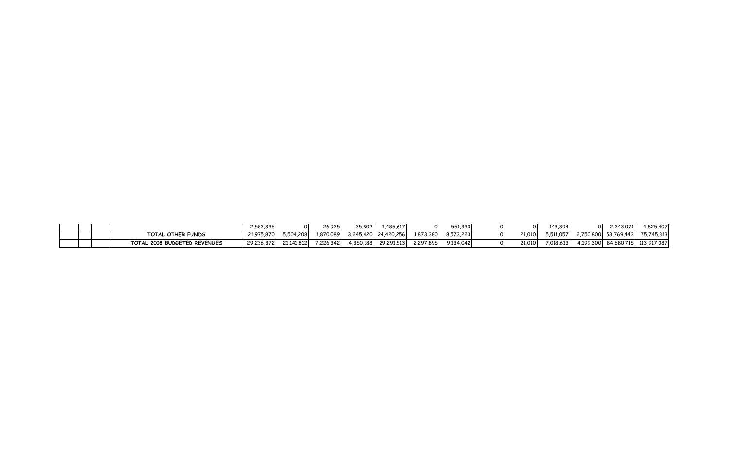| | | | | | | | | | | | | | | | | |
|---|---|---|---|---|---|---|---|---|---|---|---|---|---|---|---|---|
| | | | | 2,582,336 | 0 | 26,925 | 35,802 | 1,485,617 | 0 | 551,333 | 0 | 0 | 143,394 | 0 | 2,243,071 | 4,825,407 |
| | | | TOTAL OTHER FUNDS | 21,975,870 | 5,504,208 | 1,870,089 | 3,245,420 | 24,420,256 | 1,873,380 | 8,573,223 | 0 | 21,010 | 5,511,057 | 2,750,800 | 53,769,443 | 75,745,313 |
| | | | TOTAL 2008 BUDGETED REVENUES | 29,236,372 | 21,141,812 | 7,226,342 | 4,350,188 | 29,291,513 | 2,297,895 | 9,134,042 | 0 | 21,010 | 7,018,613 | 4,199,300 | 84,680,715 | 113,917,087 |